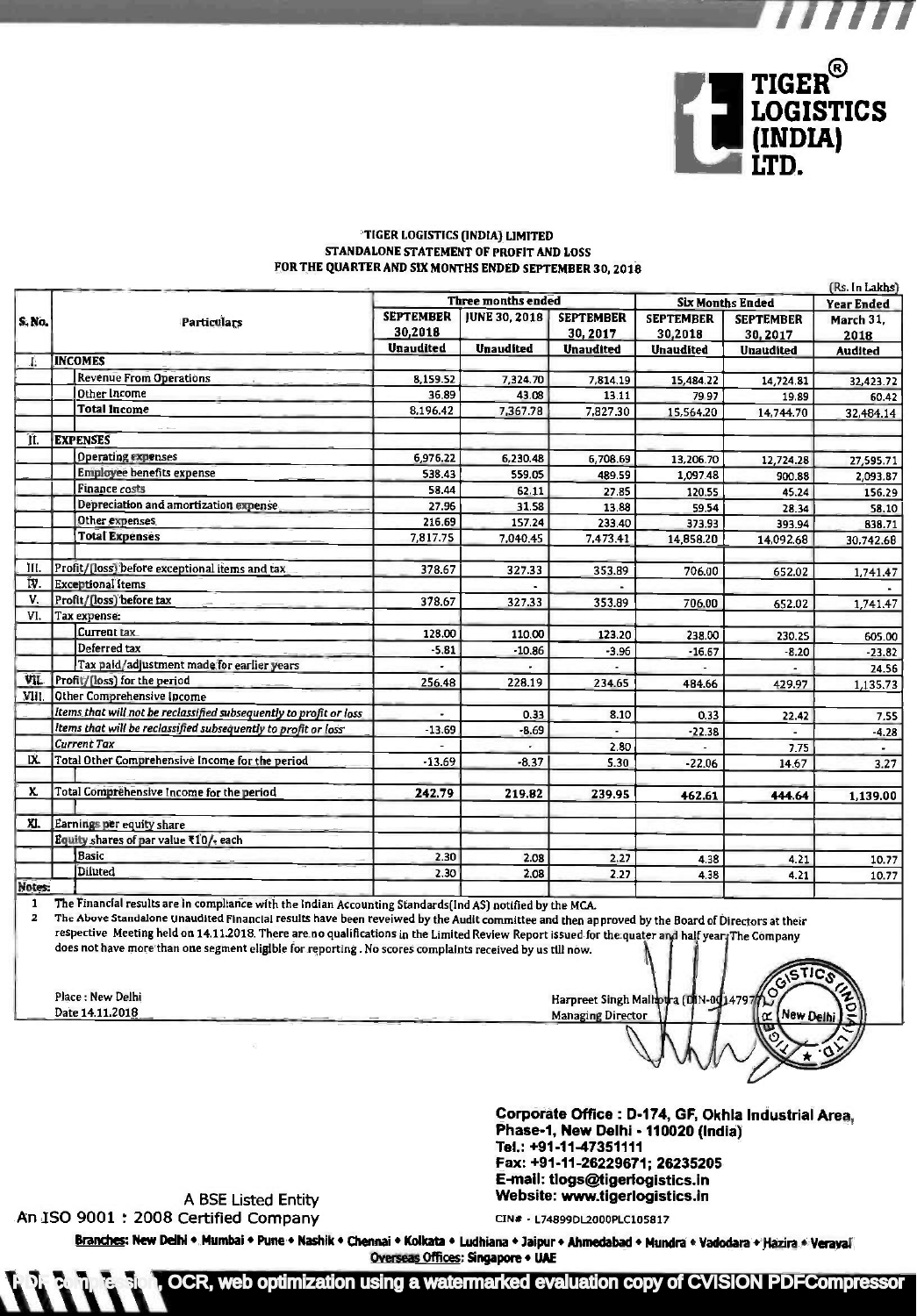# TIGER® LOGISTICS (INDIA) LTD.

**TIGER LOGISTICS (INDIA) LIMITED**
**STANDALONE STATEMENT OF PROFIT AND LOSS**
**FOR THE QUARTER AND SIX MONTHS ENDED SEPTEMBER 30, 2018**

(Rs. In Lakhs)

| S. No. | Particulars | Three months ended | | | Six Months Ended | | Year Ended |
|---|---|---|---|---|---|---|---|
| | | SEPTEMBER 30,2018 | JUNE 30, 2018 | SEPTEMBER 30, 2017 | SEPTEMBER 30,2018 | SEPTEMBER 30, 2017 | March 31, 2018 |
| | | Unaudited | Unaudited | Unaudited | Unaudited | Unaudited | Audited |
| I. | **INCOMES** | | | | | | |
| | Revenue From Operations | 8,159.52 | 7,324.70 | 7,814.19 | 15,484.22 | 14,724.81 | 32,423.72 |
| | Other Income | 36.89 | 43.08 | 13.11 | 79.97 | 19.89 | 60.42 |
| | **Total Income** | 8,196.42 | 7,367.78 | 7,827.30 | 15,564.20 | 14,744.70 | 32,484.14 |
| II. | **EXPENSES** | | | | | | |
| | Operating expenses | 6,976.22 | 6,230.48 | 6,708.69 | 13,206.70 | 12,724.28 | 27,595.71 |
| | Employee benefits expense | 538.43 | 559.05 | 489.59 | 1,097.48 | 900.88 | 2,093.87 |
| | Finance costs | 58.44 | 62.11 | 27.85 | 120.55 | 45.24 | 156.29 |
| | Depreciation and amortization expense | 27.96 | 31.58 | 13.88 | 59.54 | 28.34 | 58.10 |
| | Other expenses | 216.69 | 157.24 | 233.40 | 373.93 | 393.94 | 838.71 |
| | **Total Expenses** | 7,817.75 | 7,040.45 | 7,473.41 | 14,858.20 | 14,092.68 | 30,742.68 |
| III. | Profit/(loss) before exceptional items and tax | 378.67 | 327.33 | 353.89 | 706.00 | 652.02 | 1,741.47 |
| IV. | Exceptional Items | | - | - | | | - |
| V. | Profit/(loss) before tax | 378.67 | 327.33 | 353.89 | 706.00 | 652.02 | 1,741.47 |
| VI. | Tax expense: | | | | | | |
| | Current tax | 128.00 | 110.00 | 123.20 | 238.00 | 230.25 | 605.00 |
| | Deferred tax | -5.81 | -10.86 | -3.96 | -16.67 | -8.20 | -23.82 |
| | Tax paid/adjustment made for earlier years | - | - | - | - | - | 24.56 |
| VII. | Profit/(loss) for the period | 256.48 | 228.19 | 234.65 | 484.66 | 429.97 | 1,135.73 |
| VIII. | Other Comprehensive Income | | | | | | |
| | *Items that will not be reclassified subsequently to profit or loss* | - | 0.33 | 8.10 | 0.33 | 22.42 | 7.55 |
| | *Items that will be reclassified subsequently to profit or loss* | -13.69 | -8.69 | - | -22.38 | - | -4.28 |
| | *Current Tax* | - | - | 2.80 | - | 7.75 | - |
| IX. | Total Other Comprehensive Income for the period | -13.69 | -8.37 | 5.30 | -22.06 | 14.67 | 3.27 |
| X. | Total Comprehensive Income for the period | **242.79** | **219.82** | **239.95** | **462.61** | **444.64** | **1,139.00** |
| XI. | Earnings per equity share | | | | | | |
| | Equity shares of par value ₹10/- each | | | | | | |
| | Basic | 2.30 | 2.08 | 2.27 | 4.38 | 4.21 | 10.77 |
| | Diluted | 2.30 | 2.08 | 2.27 | 4.38 | 4.21 | 10.77 |

**Notes:**

1. The Financial results are in compliance with the Indian Accounting Standards(Ind AS) notified by the MCA.
2. The Above Standalone Unaudited Financial results have been reveiwed by the Audit committee and then approved by the Board of Directors at their respective Meeting held on 14.11.2018. There are no qualifications in the Limited Review Report issued for the quater and half year. The Company does not have more than one segment eligible for reporting. No scores complaints received by us till now.

Place : New Delhi
Date 14.11.2018

Harpreet Singh Malhotra (DIN-00147977)
Managing Director

**Corporate Office : D-174, GF, Okhla Industrial Area, Phase-1, New Delhi - 110020 (India)**
**Tel.: +91-11-47351111**
**Fax: +91-11-26229671; 26235205**
**E-mail: tlogs@tigerlogistics.in**
**Website: www.tigerlogistics.in**

A BSE Listed Entity
An ISO 9001 : 2008 Certified Company

CIN# - L74899DL2000PLC105817

**Branches:** New Delhi • Mumbai • Pune • Nashik • Chennai • Kolkata • Ludhiana • Jaipur • Ahmedabad • Mundra • Vadodara • Hazira • Veraval
**Overseas Offices:** Singapore • UAE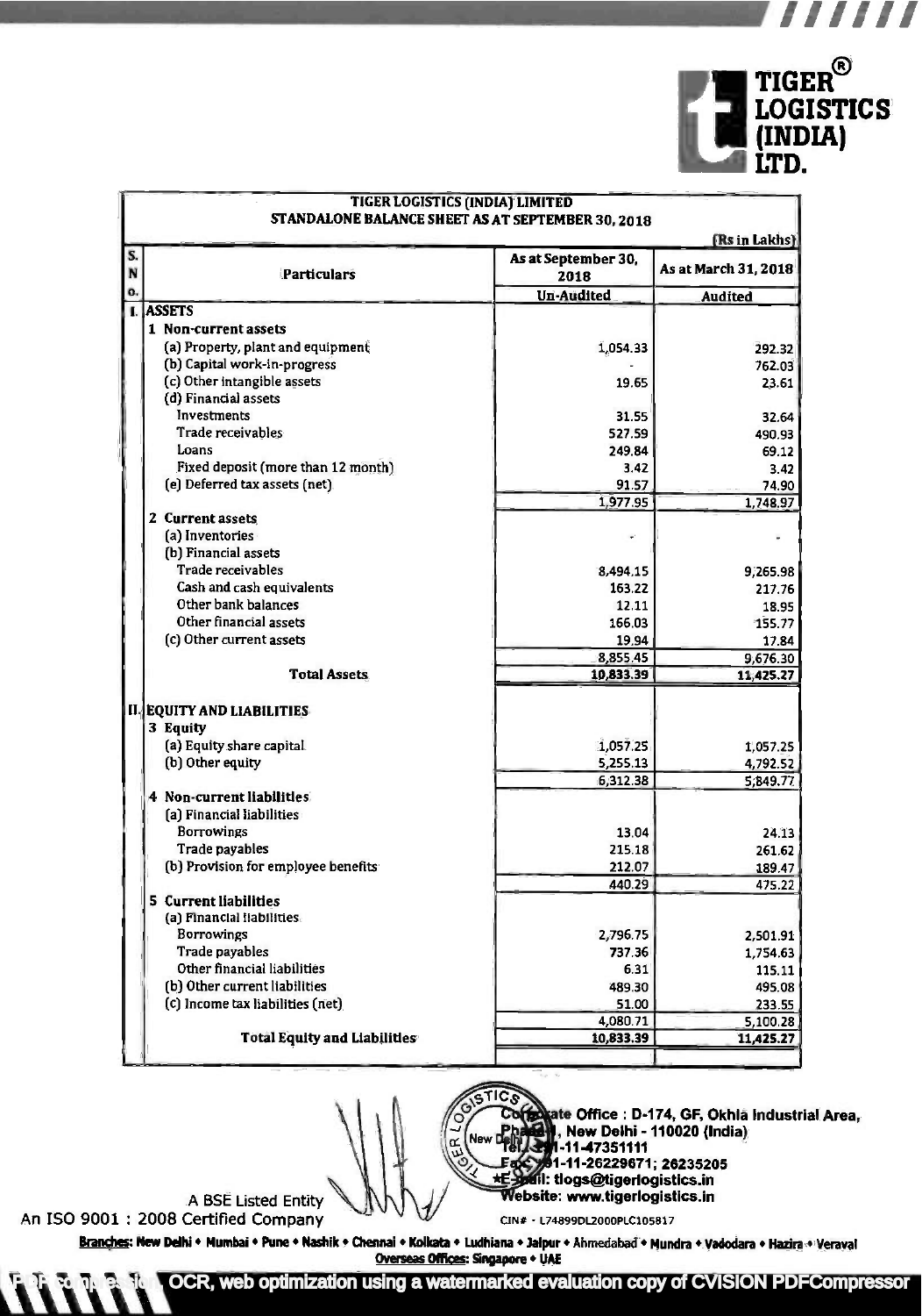# TIGER LOGISTICS (INDIA) LTD.

## TIGER LOGISTICS (INDIA) LIMITED
### STANDALONE BALANCE SHEET AS AT SEPTEMBER 30, 2018

(Rs in Lakhs)

| S. No. | Particulars | As at September 30, 2018 | As at March 31, 2018 |
|---|---|---|---|
| | | Un-Audited | Audited |
| I. | **ASSETS** | | |
| | **1 Non-current assets** | | |
| | (a) Property, plant and equipment | 1,054.33 | 292.32 |
| | (b) Capital work-in-progress | - | 762.03 |
| | (c) Other intangible assets | 19.65 | 23.61 |
| | (d) Financial assets | | |
| | Investments | 31.55 | 32.64 |
| | Trade receivables | 527.59 | 490.93 |
| | Loans | 249.84 | 69.12 |
| | Fixed deposit (more than 12 month) | 3.42 | 3.42 |
| | (e) Deferred tax assets (net) | 91.57 | 74.90 |
| | | 1,977.95 | 1,748.97 |
| | **2 Current assets** | | |
| | (a) Inventories | - | - |
| | (b) Financial assets | | |
| | Trade receivables | 8,494.15 | 9,265.98 |
| | Cash and cash equivalents | 163.22 | 217.76 |
| | Other bank balances | 12.11 | 18.95 |
| | Other financial assets | 166.03 | 155.77 |
| | (c) Other current assets | 19.94 | 17.84 |
| | | 8,855.45 | 9,676.30 |
| | **Total Assets** | 10,833.39 | 11,425.27 |
| II. | **EQUITY AND LIABILITIES** | | |
| | **3 Equity** | | |
| | (a) Equity share capital | 1,057.25 | 1,057.25 |
| | (b) Other equity | 5,255.13 | 4,792.52 |
| | | 6,312.38 | 5,849.77 |
| | **4 Non-current liabilities** | | |
| | (a) Financial liabilities | | |
| | Borrowings | 13.04 | 24.13 |
| | Trade payables | 215.18 | 261.62 |
| | (b) Provision for employee benefits | 212.07 | 189.47 |
| | | 440.29 | 475.22 |
| | **5 Current liabilities** | | |
| | (a) Financial liabilities | | |
| | Borrowings | 2,796.75 | 2,501.91 |
| | Trade payables | 737.36 | 1,754.63 |
| | Other financial liabilities | 6.31 | 115.11 |
| | (b) Other current liabilities | 489.30 | 495.08 |
| | (c) Income tax liabilities (net) | 51.00 | 233.55 |
| | | 4,080.71 | 5,100.28 |
| | **Total Equity and Liabilities** | 10,833.39 | 11,425.27 |

Corporate Office : D-174, GF, Okhla Industrial Area, Phase-I, New Delhi - 110020 (India)
Tel.: +91-11-47351111
Fax: +91-11-26229671; 26235205
E-mail: tlogs@tigerlogistics.in
Website: www.tigerlogistics.in

A BSE Listed Entity
An ISO 9001 : 2008 Certified Company

CIN# - L74899DL2000PLC105817

**Branches:** New Delhi • Mumbai • Pune • Nashik • Chennai • Kolkata • Ludhiana • Jaipur • Ahmedabad • Mundra • Vadodara • Hazira • Veraval
**Overseas Offices:** Singapore • UAE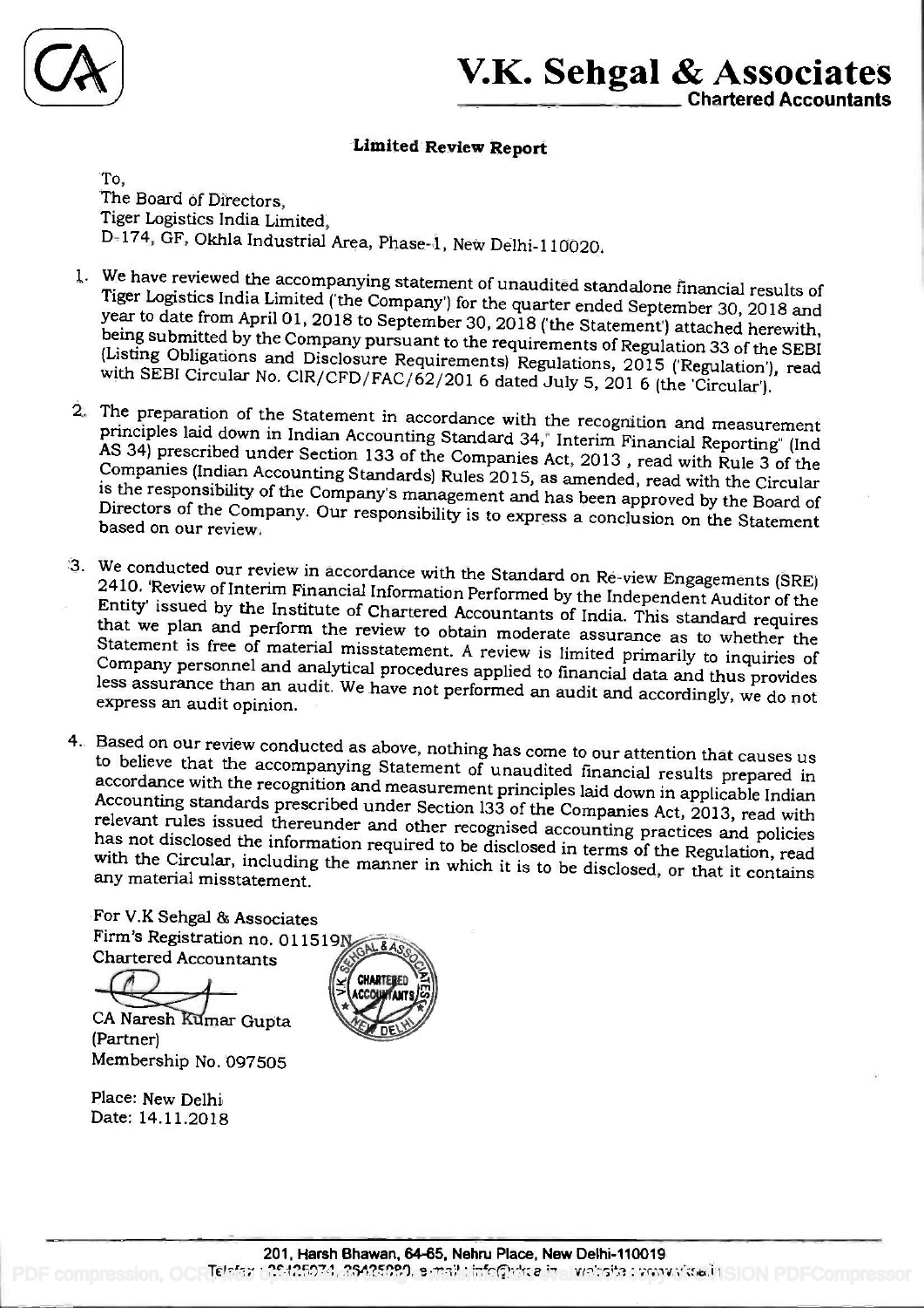# V.K. Sehgal & Associates

Chartered Accountants

## Limited Review Report

To,
The Board of Directors,
Tiger Logistics India Limited,
D-174, GF, Okhla Industrial Area, Phase-1, New Delhi-110020.

1. We have reviewed the accompanying statement of unaudited standalone financial results of Tiger Logistics India Limited ('the Company') for the quarter ended September 30, 2018 and year to date from April 01, 2018 to September 30, 2018 ('the Statement') attached herewith, being submitted by the Company pursuant to the requirements of Regulation 33 of the SEBI (Listing Obligations and Disclosure Requirements) Regulations, 2015 ('Regulation'), read with SEBI Circular No. CIR/CFD/FAC/62/201 6 dated July 5, 201 6 (the 'Circular').

2. The preparation of the Statement in accordance with the recognition and measurement principles laid down in Indian Accounting Standard 34," Interim Financial Reporting" (Ind AS 34) prescribed under Section 133 of the Companies Act, 2013 , read with Rule 3 of the Companies (Indian Accounting Standards) Rules 2015, as amended, read with the Circular is the responsibility of the Company's management and has been approved by the Board of Directors of the Company. Our responsibility is to express a conclusion on the Statement based on our review.

3. We conducted our review in accordance with the Standard on Re-view Engagements (SRE) 2410. 'Review of Interim Financial Information Performed by the Independent Auditor of the Entity' issued by the Institute of Chartered Accountants of India. This standard requires that we plan and perform the review to obtain moderate assurance as to whether the Statement is free of material misstatement. A review is limited primarily to inquiries of Company personnel and analytical procedures applied to financial data and thus provides less assurance than an audit. We have not performed an audit and accordingly, we do not express an audit opinion.

4. Based on our review conducted as above, nothing has come to our attention that causes us to believe that the accompanying Statement of unaudited financial results prepared in accordance with the recognition and measurement principles laid down in applicable Indian Accounting standards prescribed under Section 133 of the Companies Act, 2013, read with relevant rules issued thereunder and other recognised accounting practices and policies has not disclosed the information required to be disclosed in terms of the Regulation, read with the Circular, including the manner in which it is to be disclosed, or that it contains any material misstatement.

For V.K Sehgal & Associates
Firm's Registration no. 011519N
Chartered Accountants

CA Naresh Kumar Gupta
(Partner)
Membership No. 097505

Place: New Delhi
Date: 14.11.2018

201, Harsh Bhawan, 64-65, Nehru Place, New Delhi-110019